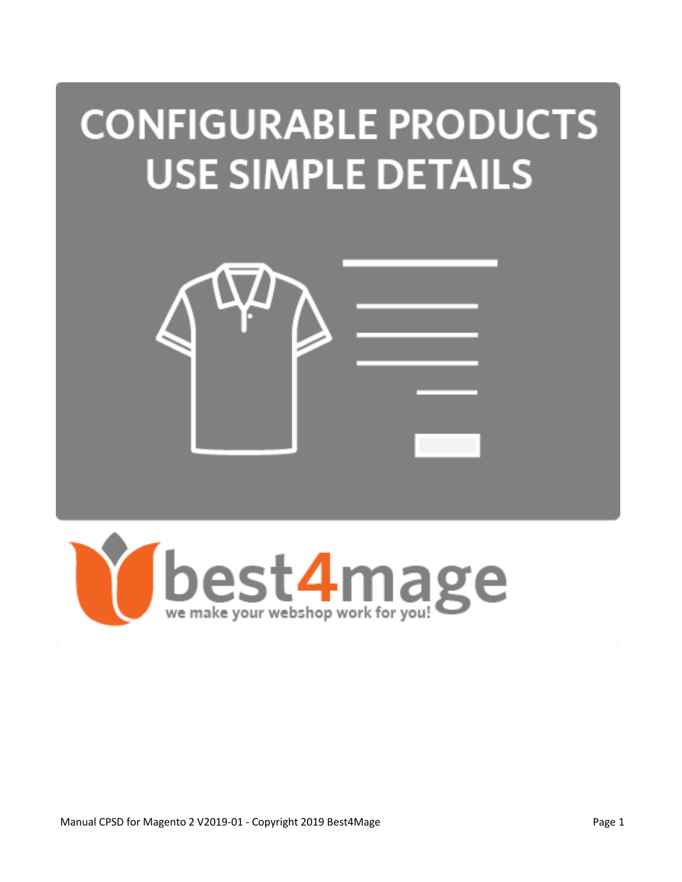# CONFIGURABLE PRODUCTS USE SIMPLE DETAILS

best4mage

we make your webshop work for you!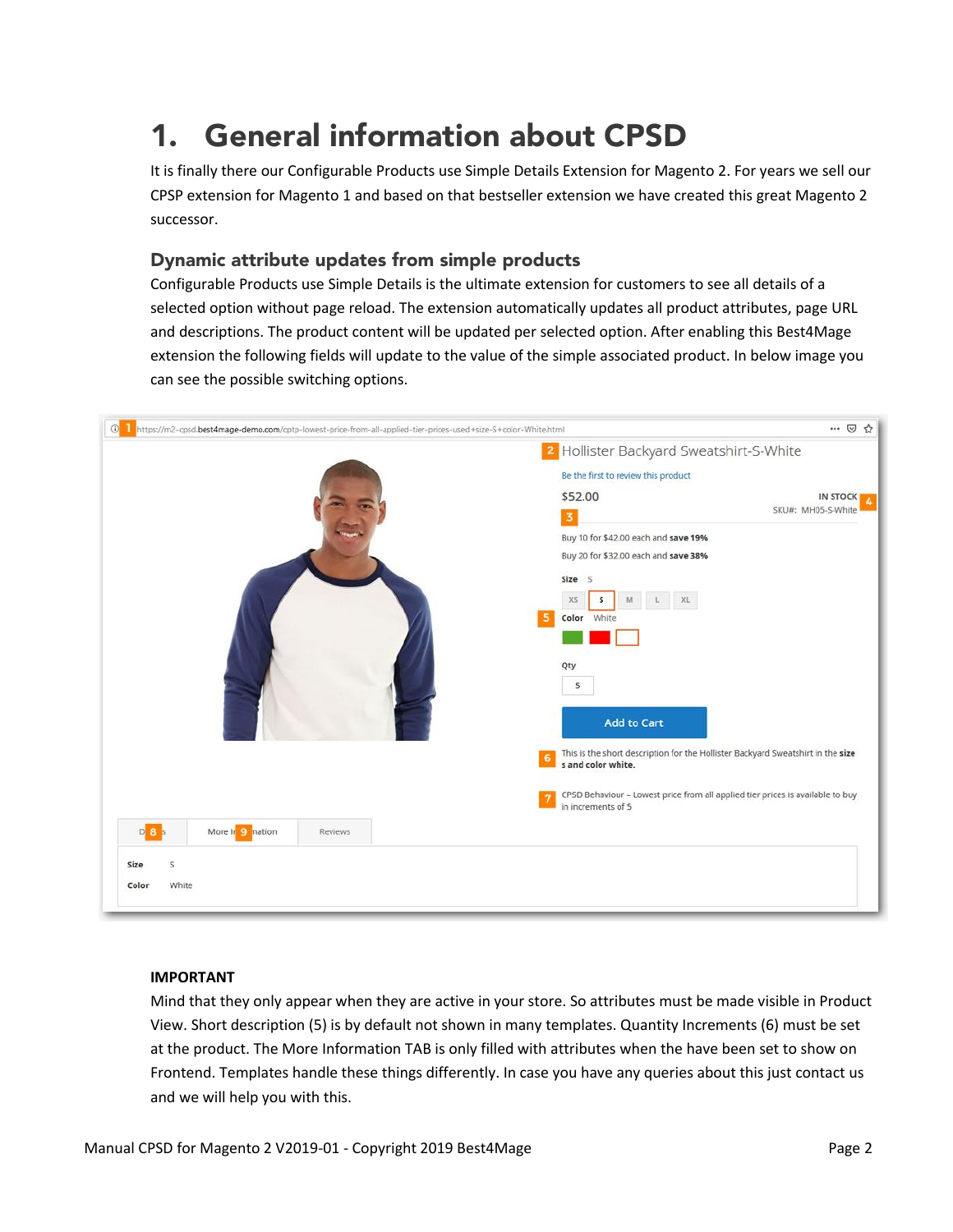# 1. General information about CPSD

It is finally there our Configurable Products use Simple Details Extension for Magento 2. For years we sell our CPSP extension for Magento 1 and based on that bestseller extension we have created this great Magento 2 successor.

## Dynamic attribute updates from simple products

Configurable Products use Simple Details is the ultimate extension for customers to see all details of a selected option without page reload. The extension automatically updates all product attributes, page URL and descriptions. The product content will be updated per selected option. After enabling this Best4Mage extension the following fields will update to the value of the simple associated product. In below image you can see the possible switching options.

**IMPORTANT**

Mind that they only appear when they are active in your store. So attributes must be made visible in Product View. Short description (5) is by default not shown in many templates. Quantity Increments (6) must be set at the product. The More Information TAB is only filled with attributes when the have been set to show on Frontend. Templates handle these things differently. In case you have any queries about this just contact us and we will help you with this.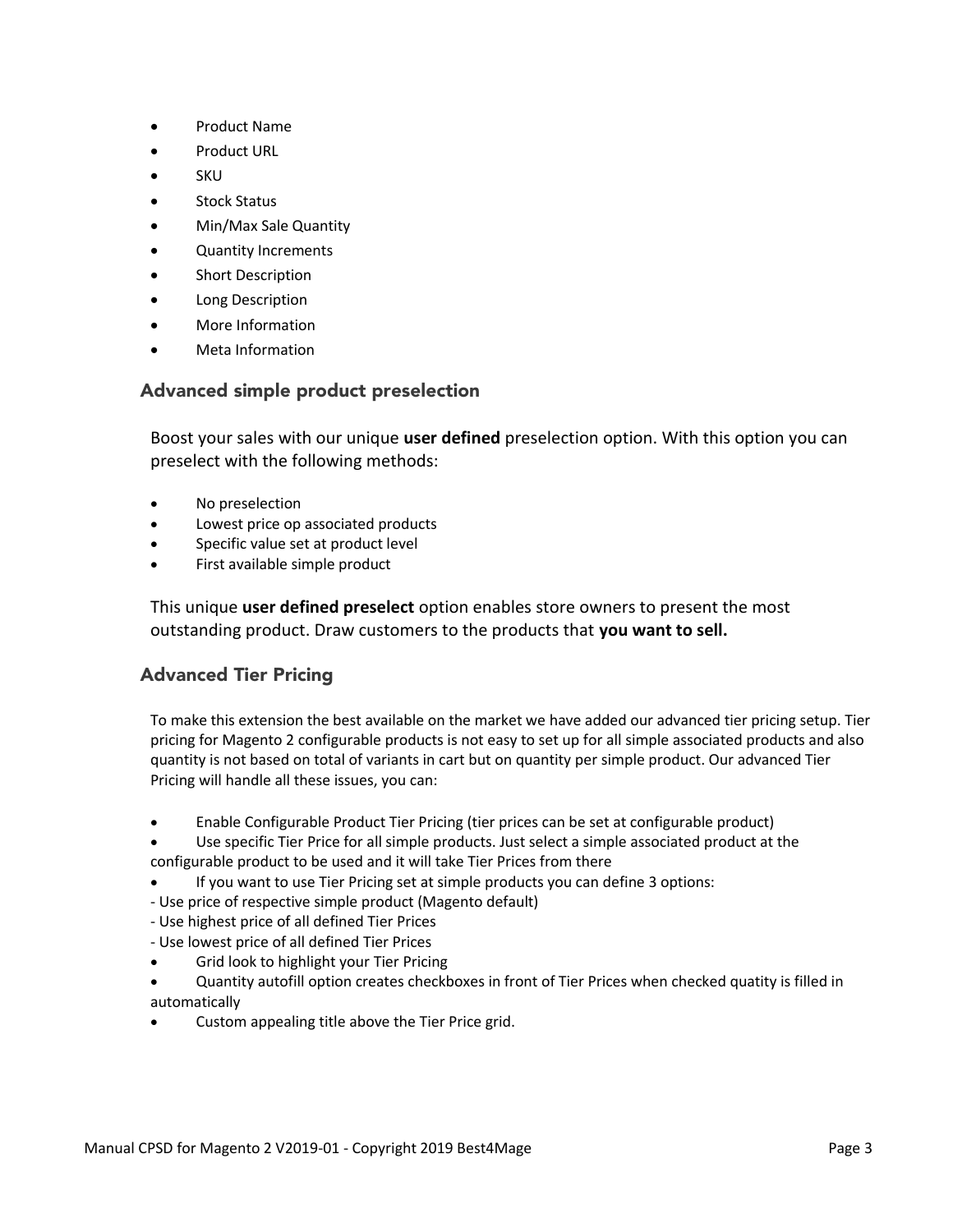- Product Name
- Product URL
- SKU
- Stock Status
- Min/Max Sale Quantity
- Quantity Increments
- Short Description
- Long Description
- More Information
- Meta Information

### Advanced simple product preselection

Boost your sales with our unique **user defined** preselection option. With this option you can preselect with the following methods:

- No preselection
- Lowest price op associated products
- Specific value set at product level
- First available simple product

This unique **user defined preselect** option enables store owners to present the most outstanding product. Draw customers to the products that **you want to sell.**

### Advanced Tier Pricing

To make this extension the best available on the market we have added our advanced tier pricing setup. Tier pricing for Magento 2 configurable products is not easy to set up for all simple associated products and also quantity is not based on total of variants in cart but on quantity per simple product. Our advanced Tier Pricing will handle all these issues, you can:

- Enable Configurable Product Tier Pricing (tier prices can be set at configurable product)
- Use specific Tier Price for all simple products. Just select a simple associated product at the configurable product to be used and it will take Tier Prices from there
- If you want to use Tier Pricing set at simple products you can define 3 options:

- Use price of respective simple product (Magento default)
- Use highest price of all defined Tier Prices
- Use lowest price of all defined Tier Prices

- Grid look to highlight your Tier Pricing
- Quantity autofill option creates checkboxes in front of Tier Prices when checked quatity is filled in automatically
- Custom appealing title above the Tier Price grid.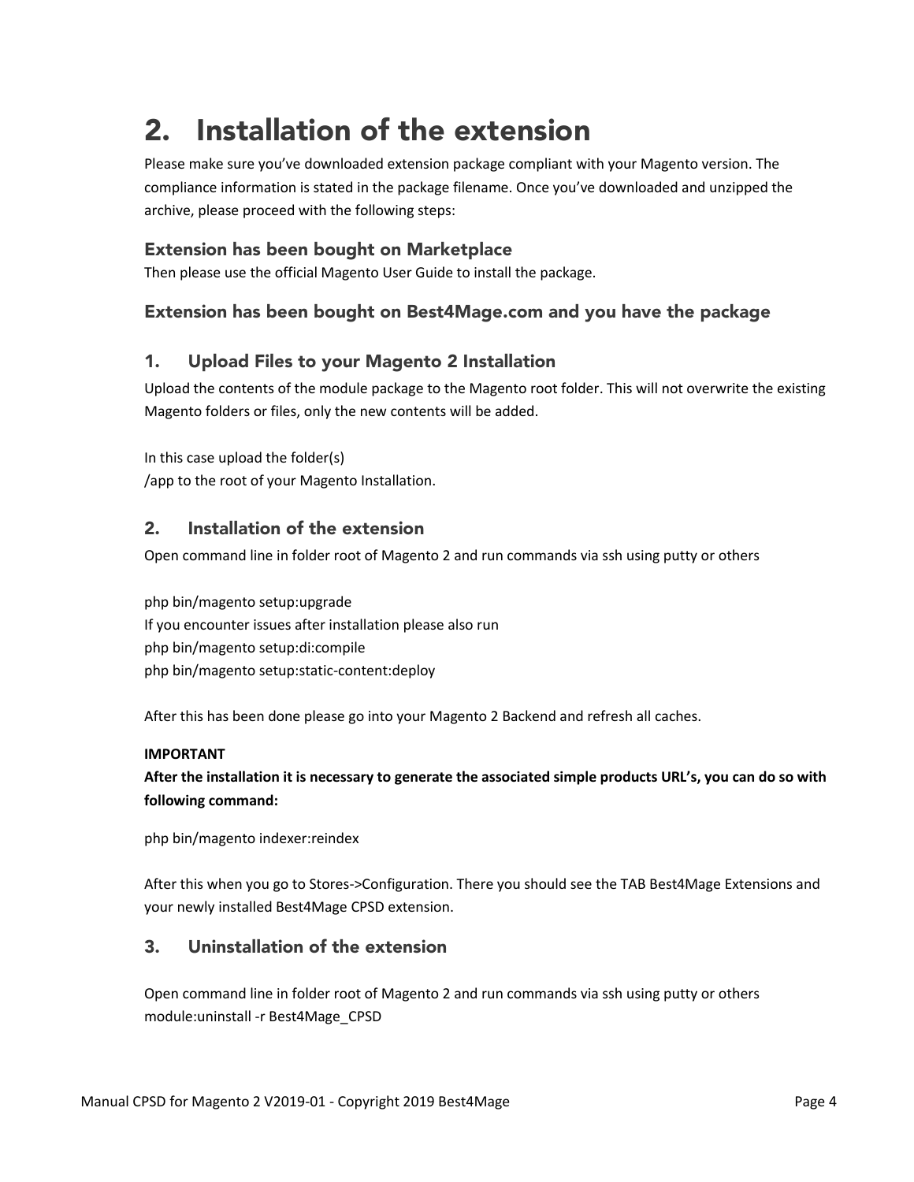# 2. Installation of the extension

Please make sure you've downloaded extension package compliant with your Magento version. The compliance information is stated in the package filename. Once you've downloaded and unzipped the archive, please proceed with the following steps:

### Extension has been bought on Marketplace

Then please use the official Magento User Guide to install the package.

### Extension has been bought on Best4Mage.com and you have the package

## 1. Upload Files to your Magento 2 Installation

Upload the contents of the module package to the Magento root folder. This will not overwrite the existing Magento folders or files, only the new contents will be added.

In this case upload the folder(s)
/app to the root of your Magento Installation.

## 2. Installation of the extension

Open command line in folder root of Magento 2 and run commands via ssh using putty or others

php bin/magento setup:upgrade
If you encounter issues after installation please also run
php bin/magento setup:di:compile
php bin/magento setup:static-content:deploy

After this has been done please go into your Magento 2 Backend and refresh all caches.

**IMPORTANT**

**After the installation it is necessary to generate the associated simple products URL's, you can do so with following command:**

php bin/magento indexer:reindex

After this when you go to Stores->Configuration. There you should see the TAB Best4Mage Extensions and your newly installed Best4Mage CPSD extension.

## 3. Uninstallation of the extension

Open command line in folder root of Magento 2 and run commands via ssh using putty or others
module:uninstall -r Best4Mage_CPSD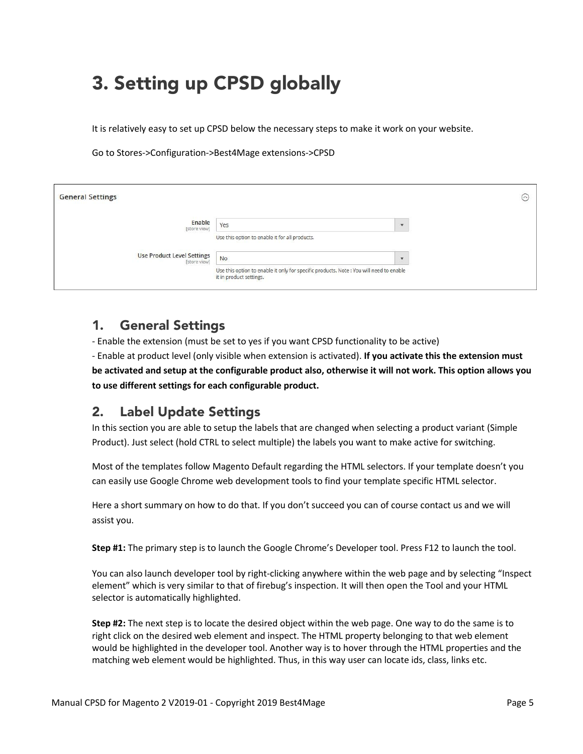# 3. Setting up CPSD globally

It is relatively easy to set up CPSD below the necessary steps to make it work on your website.

Go to Stores->Configuration->Best4Mage extensions->CPSD

**General Settings**

| | |
|---|---|
| Enable [store view] | Yes<br>Use this option to enable it for all products. |
| Use Product Level Settings [store view] | No<br>Use this option to enable it only for specific products. Note : You will need to enable it in product settings. |

## 1. General Settings

- Enable the extension (must be set to yes if you want CPSD functionality to be active)
- Enable at product level (only visible when extension is activated). **If you activate this the extension must be activated and setup at the configurable product also, otherwise it will not work. This option allows you to use different settings for each configurable product.**

## 2. Label Update Settings

In this section you are able to setup the labels that are changed when selecting a product variant (Simple Product). Just select (hold CTRL to select multiple) the labels you want to make active for switching.

Most of the templates follow Magento Default regarding the HTML selectors. If your template doesn't you can easily use Google Chrome web development tools to find your template specific HTML selector.

Here a short summary on how to do that. If you don't succeed you can of course contact us and we will assist you.

**Step #1:** The primary step is to launch the Google Chrome's Developer tool. Press F12 to launch the tool.

You can also launch developer tool by right-clicking anywhere within the web page and by selecting "Inspect element" which is very similar to that of firebug's inspection. It will then open the Tool and your HTML selector is automatically highlighted.

**Step #2:** The next step is to locate the desired object within the web page. One way to do the same is to right click on the desired web element and inspect. The HTML property belonging to that web element would be highlighted in the developer tool. Another way is to hover through the HTML properties and the matching web element would be highlighted. Thus, in this way user can locate ids, class, links etc.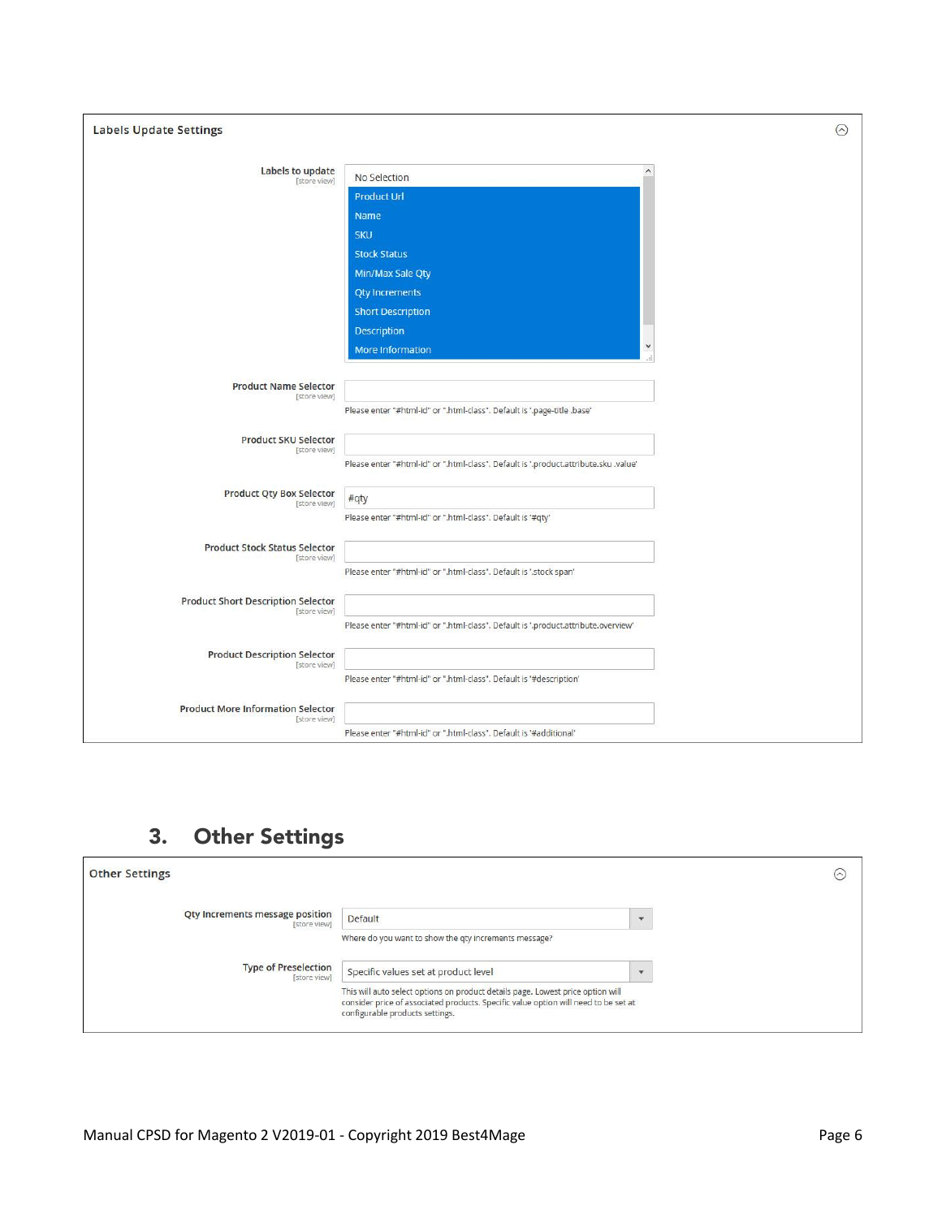**Labels Update Settings**

**Labels to update** [store view]

- No Selection
- Product Url
- Name
- SKU
- Stock Status
- Min/Max Sale Qty
- Qty Increments
- Short Description
- Description
- More Information

**Product Name Selector** [store view]

Please enter "#html-id" or ".html-class". Default is '.page-title .base'

**Product SKU Selector** [store view]

Please enter "#html-id" or ".html-class". Default is '.product.attribute.sku .value'

**Product Qty Box Selector** [store view]

#qty

Please enter "#html-id" or ".html-class". Default is '#qty'

**Product Stock Status Selector** [store view]

Please enter "#html-id" or ".html-class". Default is '.stock span'

**Product Short Description Selector** [store view]

Please enter "#html-id" or ".html-class". Default is '.product.attribute.overview'

**Product Description Selector** [store view]

Please enter "#html-id" or ".html-class". Default is '#description'

**Product More Information Selector** [store view]

Please enter "#html-id" or ".html-class". Default is '#additional'

## 3. Other Settings

**Other Settings**

**Qty Increments message position** [store view]

Default

Where do you want to show the qty increments message?

**Type of Preselection** [store view]

Specific values set at product level

This will auto select options on product details page. Lowest price option will consider price of associated products. Specific value option will need to be set at configurable products settings.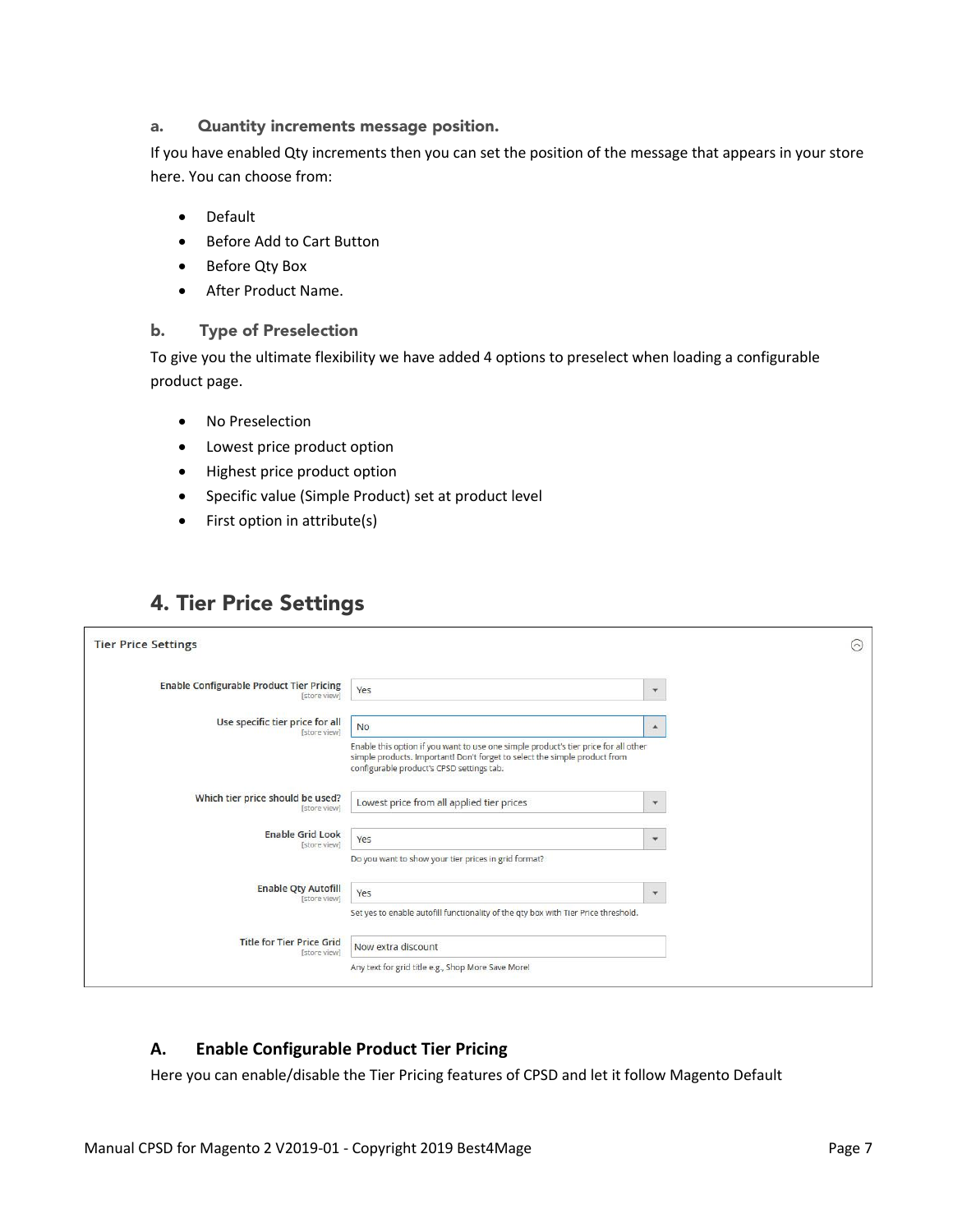### a. Quantity increments message position.

If you have enabled Qty increments then you can set the position of the message that appears in your store here. You can choose from:

- Default
- Before Add to Cart Button
- Before Qty Box
- After Product Name.

### b. Type of Preselection

To give you the ultimate flexibility we have added 4 options to preselect when loading a configurable product page.

- No Preselection
- Lowest price product option
- Highest price product option
- Specific value (Simple Product) set at product level
- First option in attribute(s)

## 4. Tier Price Settings

**Tier Price Settings**

| Setting | Value | Comment |
|---|---|---|
| Enable Configurable Product Tier Pricing [store view] | Yes | |
| Use specific tier price for all [store view] | No | Enable this option if you want to use one simple product's tier price for all other simple products. Important! Don't forget to select the simple product from configurable product's CPSD settings tab. |
| Which tier price should be used? [store view] | Lowest price from all applied tier prices | |
| Enable Grid Look [store view] | Yes | Do you want to show your tier prices in grid format? |
| Enable Qty Autofill [store view] | Yes | Set yes to enable autofill functionality of the qty box with Tier Price threshold. |
| Title for Tier Price Grid [store view] | Now extra discount | Any text for grid title e.g., Shop More Save More! |

### A. Enable Configurable Product Tier Pricing

Here you can enable/disable the Tier Pricing features of CPSD and let it follow Magento Default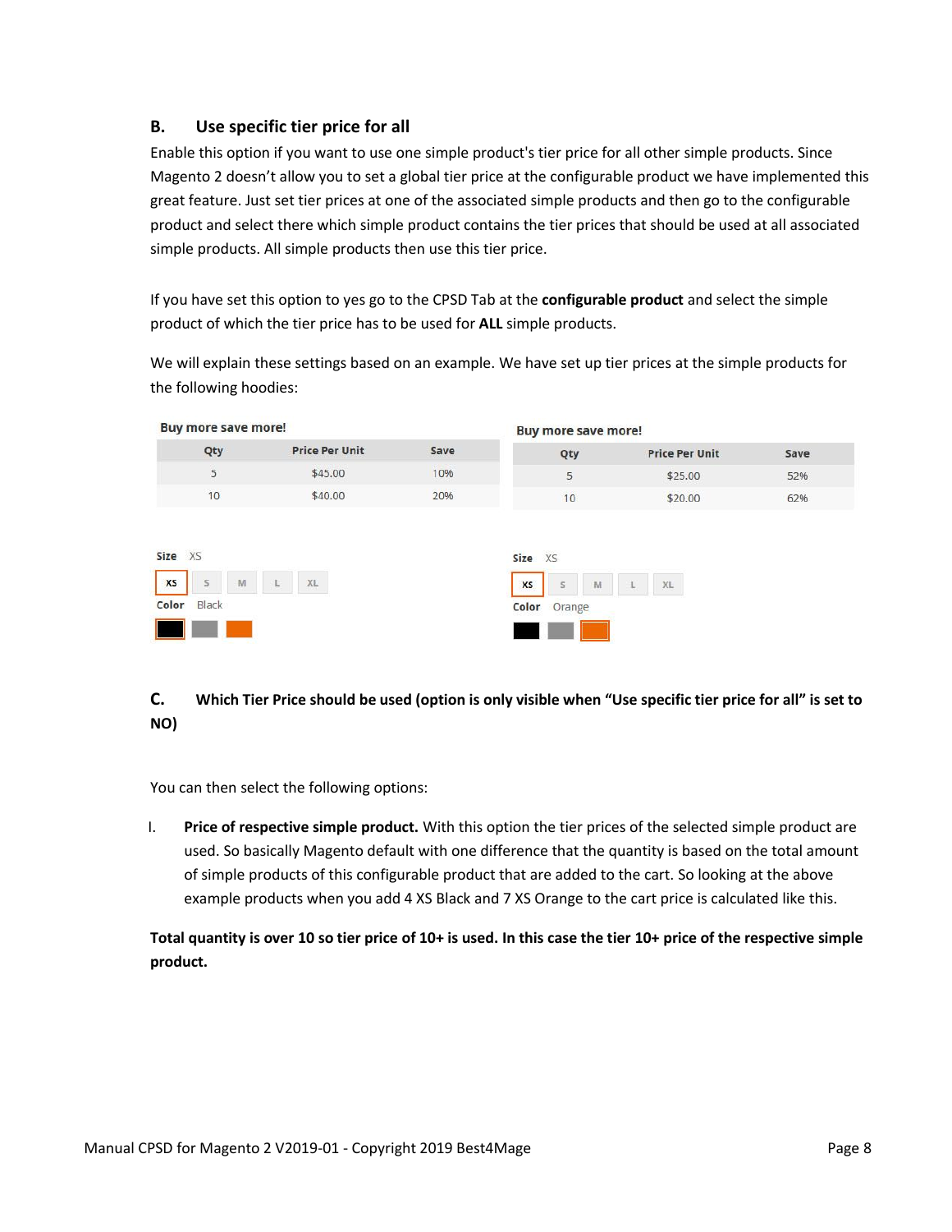### B. Use specific tier price for all

Enable this option if you want to use one simple product's tier price for all other simple products. Since Magento 2 doesn't allow you to set a global tier price at the configurable product we have implemented this great feature. Just set tier prices at one of the associated simple products and then go to the configurable product and select there which simple product contains the tier prices that should be used at all associated simple products. All simple products then use this tier price.

If you have set this option to yes go to the CPSD Tab at the **configurable product** and select the simple product of which the tier price has to be used for **ALL** simple products.

We will explain these settings based on an example. We have set up tier prices at the simple products for the following hoodies:

**Buy more save more!**

| Qty | Price Per Unit | Save |
|---|---|---|
| 5 | $45.00 | 10% |
| 10 | $40.00 | 20% |

Size XS

XS S M L XL

Color Black

**Buy more save more!**

| Qty | Price Per Unit | Save |
|---|---|---|
| 5 | $25.00 | 52% |
| 10 | $20.00 | 62% |

Size XS

XS S M L XL

Color Orange

### C. Which Tier Price should be used (option is only visible when "Use specific tier price for all" is set to NO)

You can then select the following options:

I. **Price of respective simple product.** With this option the tier prices of the selected simple product are used. So basically Magento default with one difference that the quantity is based on the total amount of simple products of this configurable product that are added to the cart. So looking at the above example products when you add 4 XS Black and 7 XS Orange to the cart price is calculated like this.

**Total quantity is over 10 so tier price of 10+ is used. In this case the tier 10+ price of the respective simple product.**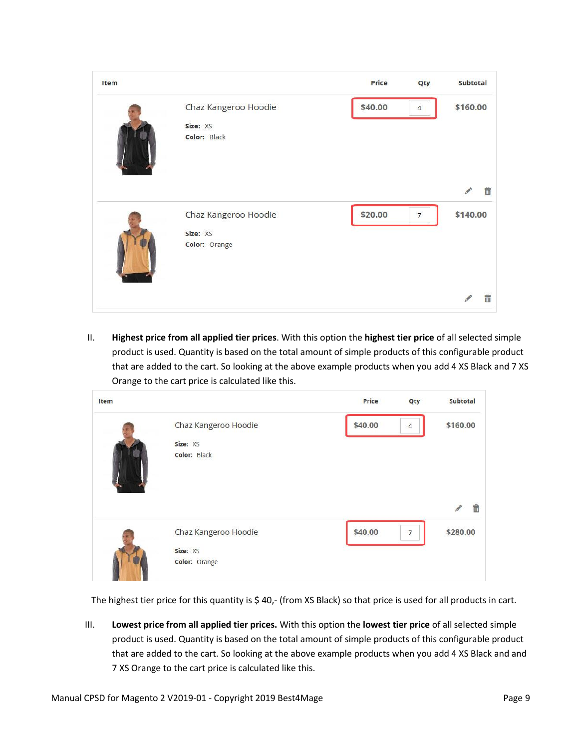| Item | Price | Qty | Subtotal |
| --- | --- | --- | --- |
| Chaz Kangeroo Hoodie<br>Size: XS<br>Color: Black | $40.00 | 4 | $160.00 |
| Chaz Kangeroo Hoodie<br>Size: XS<br>Color: Orange | $20.00 | 7 | $140.00 |

II. **Highest price from all applied tier prices**. With this option the **highest tier price** of all selected simple product is used. Quantity is based on the total amount of simple products of this configurable product that are added to the cart. So looking at the above example products when you add 4 XS Black and 7 XS Orange to the cart price is calculated like this.

| Item | Price | Qty | Subtotal |
| --- | --- | --- | --- |
| Chaz Kangeroo Hoodie<br>Size: XS<br>Color: Black | $40.00 | 4 | $160.00 |
| Chaz Kangeroo Hoodie<br>Size: XS<br>Color: Orange | $40.00 | 7 | $280.00 |

The highest tier price for this quantity is $ 40,- (from XS Black) so that price is used for all products in cart.

III. **Lowest price from all applied tier prices.** With this option the **lowest tier price** of all selected simple product is used. Quantity is based on the total amount of simple products of this configurable product that are added to the cart. So looking at the above example products when you add 4 XS Black and and 7 XS Orange to the cart price is calculated like this.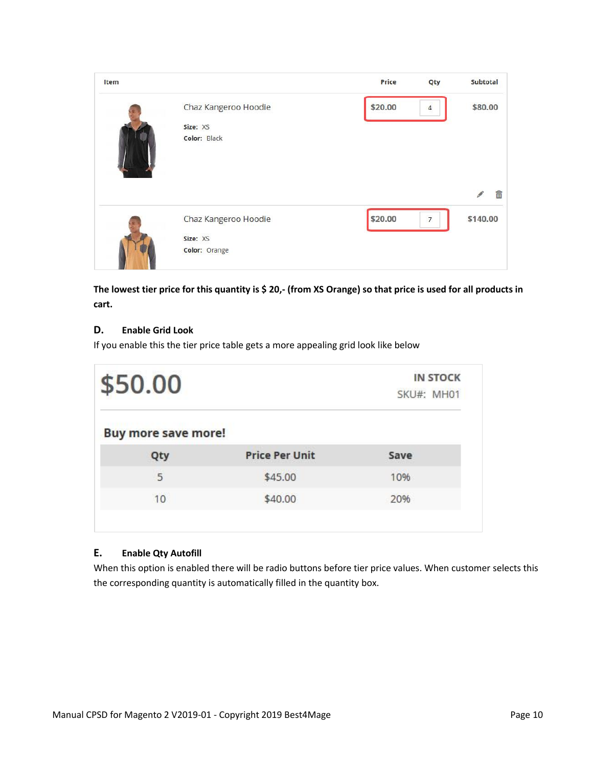| Item | | Price | Qty | Subtotal |
| --- | --- | --- | --- | --- |
| | Chaz Kangeroo Hoodie<br>Size: XS<br>Color: Black | $20.00 | 4 | $80.00 |
| | Chaz Kangeroo Hoodie<br>Size: XS<br>Color: Orange | $20.00 | 7 | $140.00 |

**The lowest tier price for this quantity is $ 20,- (from XS Orange) so that price is used for all products in cart.**

### D. Enable Grid Look

If you enable this the tier price table gets a more appealing grid look like below

$50.00

IN STOCK
SKU#: MH01

**Buy more save more!**

| Qty | Price Per Unit | Save |
| --- | --- | --- |
| 5 | $45.00 | 10% |
| 10 | $40.00 | 20% |

### E. Enable Qty Autofill

When this option is enabled there will be radio buttons before tier price values. When customer selects this the corresponding quantity is automatically filled in the quantity box.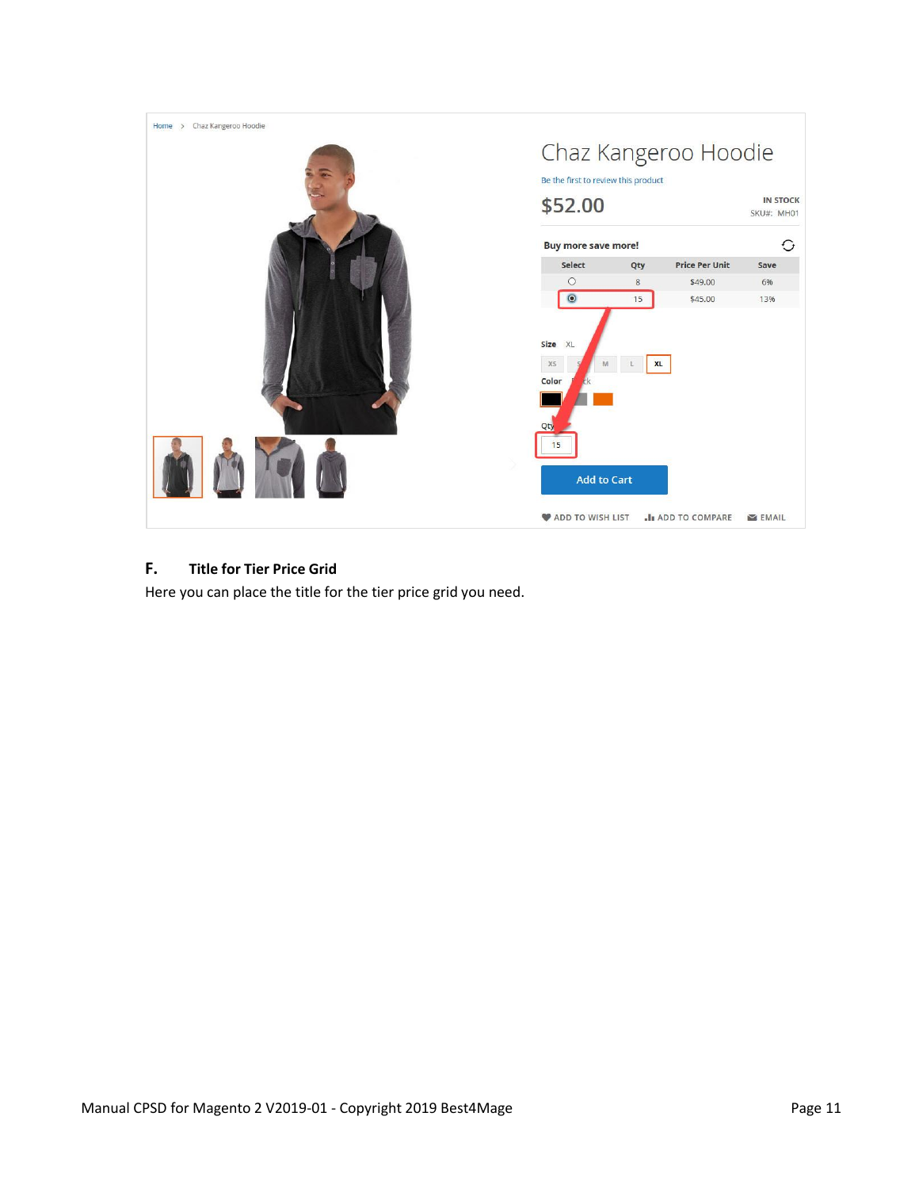### F. Title for Tier Price Grid

Here you can place the title for the tier price grid you need.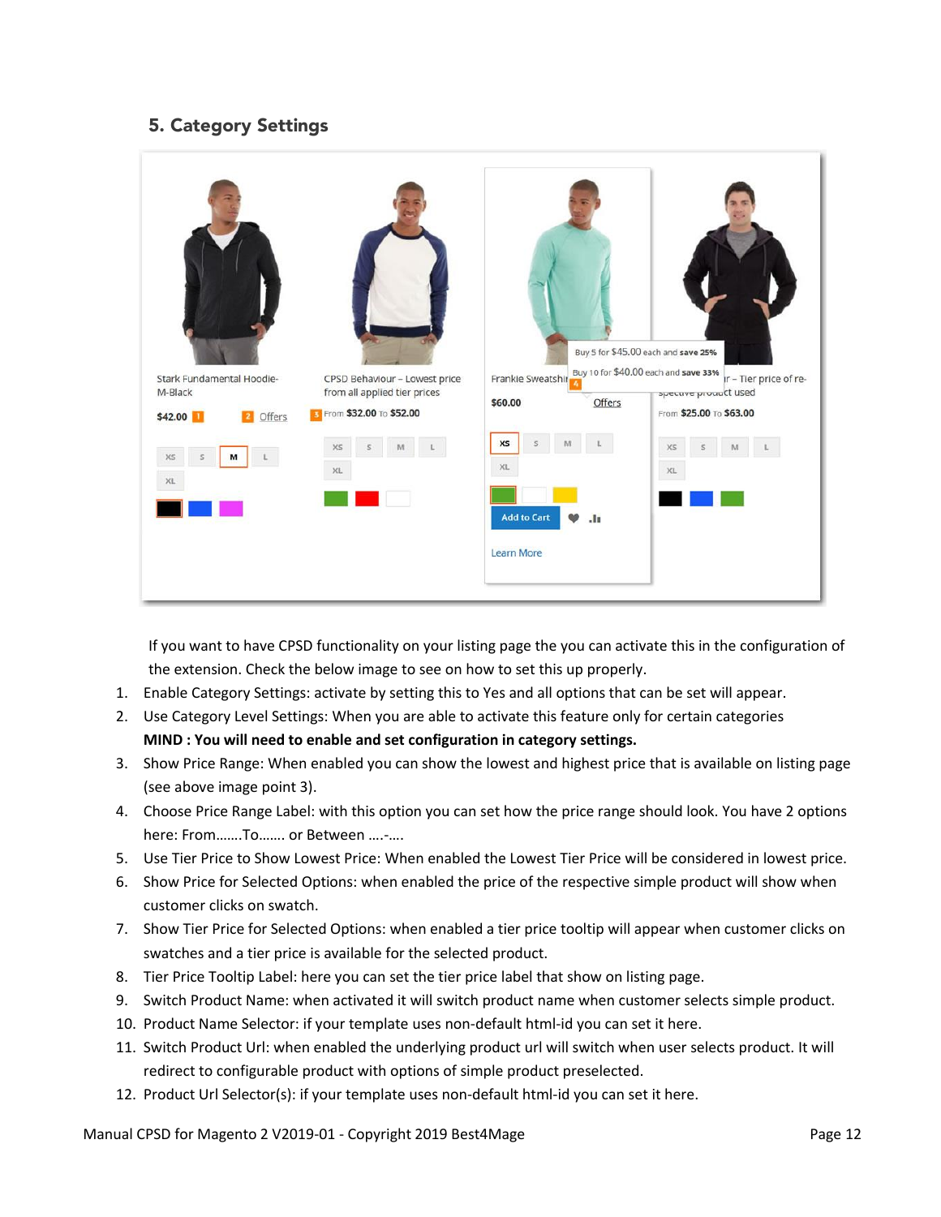## 5. Category Settings

If you want to have CPSD functionality on your listing page the you can activate this in the configuration of the extension. Check the below image to see on how to set this up properly.

1. Enable Category Settings: activate by setting this to Yes and all options that can be set will appear.
2. Use Category Level Settings: When you are able to activate this feature only for certain categories **MIND : You will need to enable and set configuration in category settings.**
3. Show Price Range: When enabled you can show the lowest and highest price that is available on listing page (see above image point 3).
4. Choose Price Range Label: with this option you can set how the price range should look. You have 2 options here: From…….To……. or Between ….-….
5. Use Tier Price to Show Lowest Price: When enabled the Lowest Tier Price will be considered in lowest price.
6. Show Price for Selected Options: when enabled the price of the respective simple product will show when customer clicks on swatch.
7. Show Tier Price for Selected Options: when enabled a tier price tooltip will appear when customer clicks on swatches and a tier price is available for the selected product.
8. Tier Price Tooltip Label: here you can set the tier price label that show on listing page.
9. Switch Product Name: when activated it will switch product name when customer selects simple product.
10. Product Name Selector: if your template uses non-default html-id you can set it here.
11. Switch Product Url: when enabled the underlying product url will switch when user selects product. It will redirect to configurable product with options of simple product preselected.
12. Product Url Selector(s): if your template uses non-default html-id you can set it here.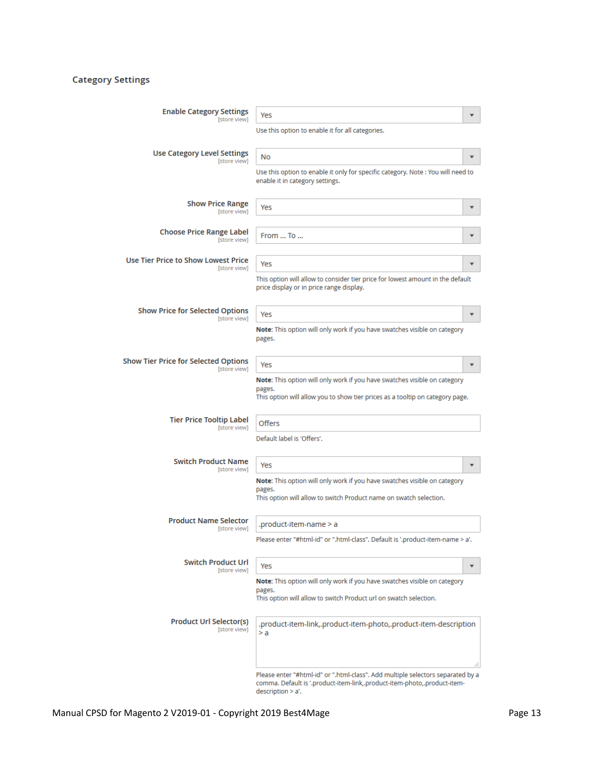### Category Settings

**Enable Category Settings** [store view]
Yes
Use this option to enable it for all categories.

**Use Category Level Settings** [store view]
No
Use this option to enable it only for specific category. Note : You will need to enable it in category settings.

**Show Price Range** [store view]
Yes

**Choose Price Range Label** [store view]
From ... To ...

**Use Tier Price to Show Lowest Price** [store view]
Yes
This option will allow to consider tier price for lowest amount in the default price display or in price range display.

**Show Price for Selected Options** [store view]
Yes
**Note**: This option will only work if you have swatches visible on category pages.

**Show Tier Price for Selected Options** [store view]
Yes
**Note**: This option will only work if you have swatches visible on category pages.
This option will allow you to show tier prices as a tooltip on category page.

**Tier Price Tooltip Label** [store view]
Offers
Default label is 'Offers'.

**Switch Product Name** [store view]
Yes
**Note**: This option will only work if you have swatches visible on category pages.
This option will allow to switch Product name on swatch selection.

**Product Name Selector** [store view]
.product-item-name > a
Please enter "#html-id" or ".html-class". Default is '.product-item-name > a'.

**Switch Product Url** [store view]
Yes
**Note**: This option will only work if you have swatches visible on category pages.
This option will allow to switch Product url on swatch selection.

**Product Url Selector(s)** [store view]
.product-item-link,.product-item-photo,.product-item-description > a
Please enter "#html-id" or ".html-class". Add multiple selectors separated by a comma. Default is '.product-item-link,.product-item-photo,.product-item-description > a'.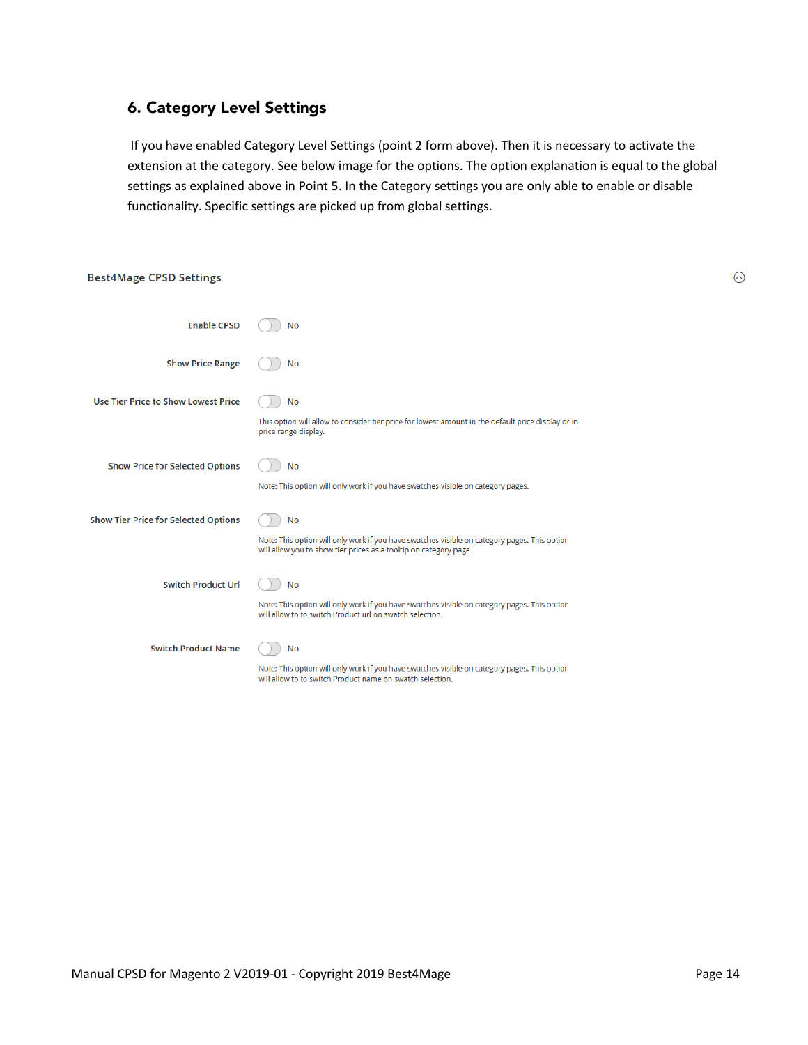## 6. Category Level Settings

If you have enabled Category Level Settings (point 2 form above). Then it is necessary to activate the extension at the category. See below image for the options. The option explanation is equal to the global settings as explained above in Point 5. In the Category settings you are only able to enable or disable functionality. Specific settings are picked up from global settings.

**Best4Mage CPSD Settings**

| Setting | Value | Note |
|---|---|---|
| Enable CPSD | No | |
| Show Price Range | No | |
| Use Tier Price to Show Lowest Price | No | This option will allow to consider tier price for lowest amount in the default price display or in price range display. |
| Show Price for Selected Options | No | Note: This option will only work if you have swatches visible on category pages. |
| Show Tier Price for Selected Options | No | Note: This option will only work if you have swatches visible on category pages. This option will allow you to show tier prices as a tooltip on category page. |
| Switch Product Url | No | Note: This option will only work if you have swatches visible on category pages. This option will allow to to switch Product url on swatch selection. |
| Switch Product Name | No | Note: This option will only work if you have swatches visible on category pages. This option will allow to to switch Product name on swatch selection. |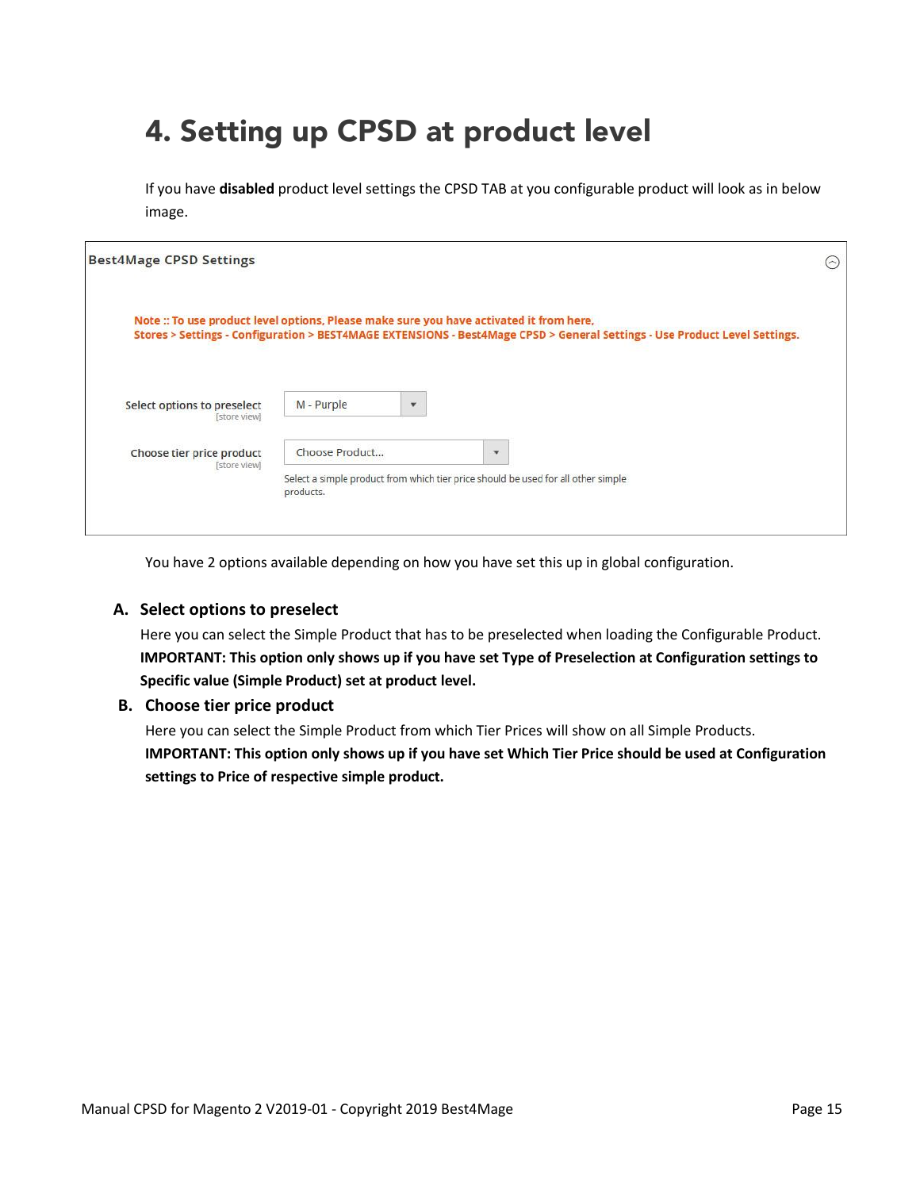# 4. Setting up CPSD at product level

If you have **disabled** product level settings the CPSD TAB at you configurable product will look as in below image.

Best4Mage CPSD Settings

Note :: To use product level options, Please make sure you have activated it from here,
Stores > Settings - Configuration > BEST4MAGE EXTENSIONS - Best4Mage CPSD > General Settings - Use Product Level Settings.

Select options to preselect [store view] — M - Purple

Choose tier price product [store view] — Choose Product...

Select a simple product from which tier price should be used for all other simple products.

You have 2 options available depending on how you have set this up in global configuration.

## A. Select options to preselect

Here you can select the Simple Product that has to be preselected when loading the Configurable Product.
**IMPORTANT: This option only shows up if you have set Type of Preselection at Configuration settings to Specific value (Simple Product) set at product level.**

## B. Choose tier price product

Here you can select the Simple Product from which Tier Prices will show on all Simple Products.
**IMPORTANT: This option only shows up if you have set Which Tier Price should be used at Configuration settings to Price of respective simple product.**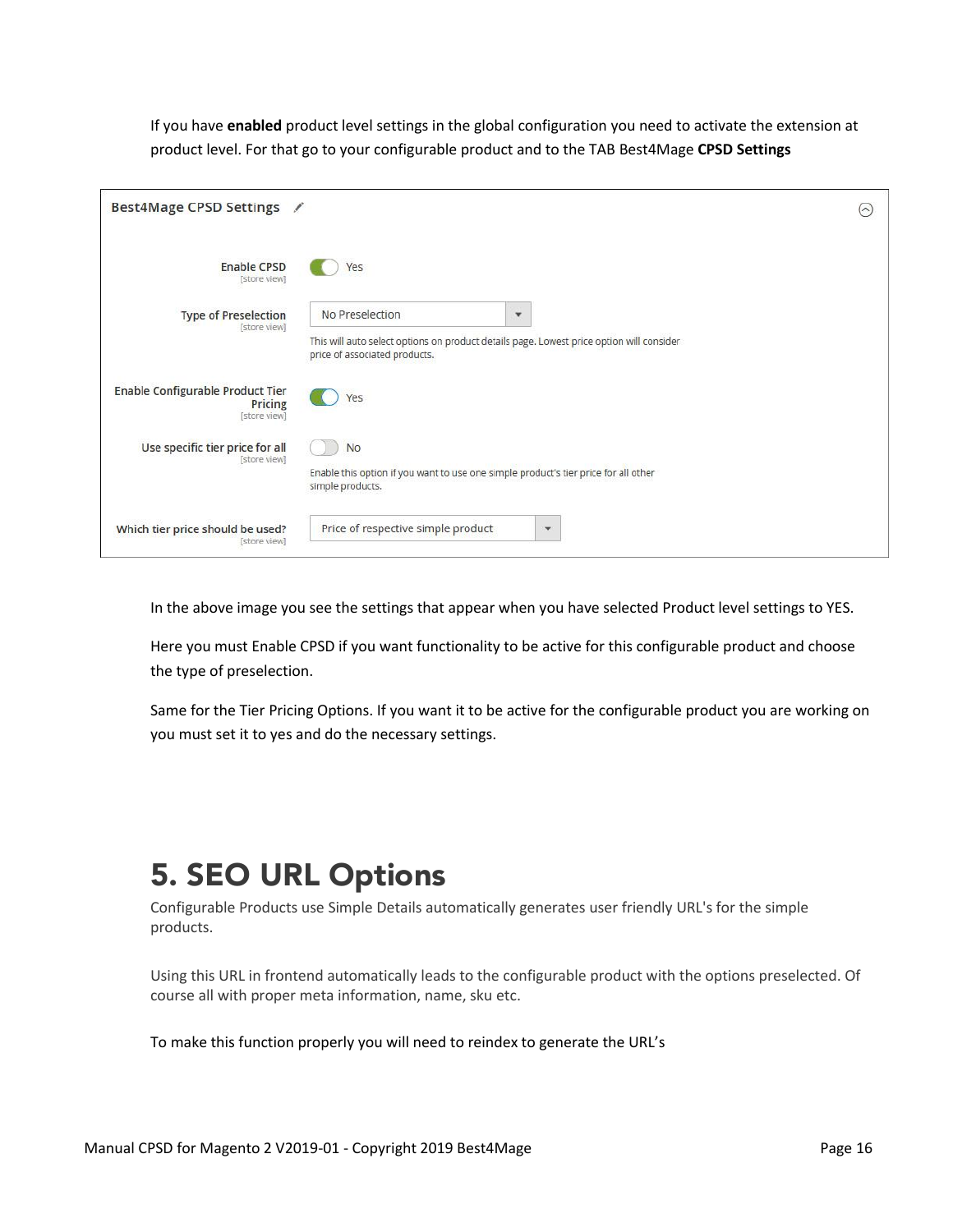If you have **enabled** product level settings in the global configuration you need to activate the extension at product level. For that go to your configurable product and to the TAB Best4Mage **CPSD Settings**

**Best4Mage CPSD Settings**

| Setting | Value |
| --- | --- |
| Enable CPSD [store view] | Yes |
| Type of Preselection [store view] | No Preselection<br>This will auto select options on product details page. Lowest price option will consider price of associated products. |
| Enable Configurable Product Tier Pricing [store view] | Yes |
| Use specific tier price for all [store view] | No<br>Enable this option if you want to use one simple product's tier price for all other simple products. |
| Which tier price should be used? [store view] | Price of respective simple product |

In the above image you see the settings that appear when you have selected Product level settings to YES.

Here you must Enable CPSD if you want functionality to be active for this configurable product and choose the type of preselection.

Same for the Tier Pricing Options. If you want it to be active for the configurable product you are working on you must set it to yes and do the necessary settings.

# 5. SEO URL Options

Configurable Products use Simple Details automatically generates user friendly URL's for the simple products.

Using this URL in frontend automatically leads to the configurable product with the options preselected. Of course all with proper meta information, name, sku etc.

To make this function properly you will need to reindex to generate the URL's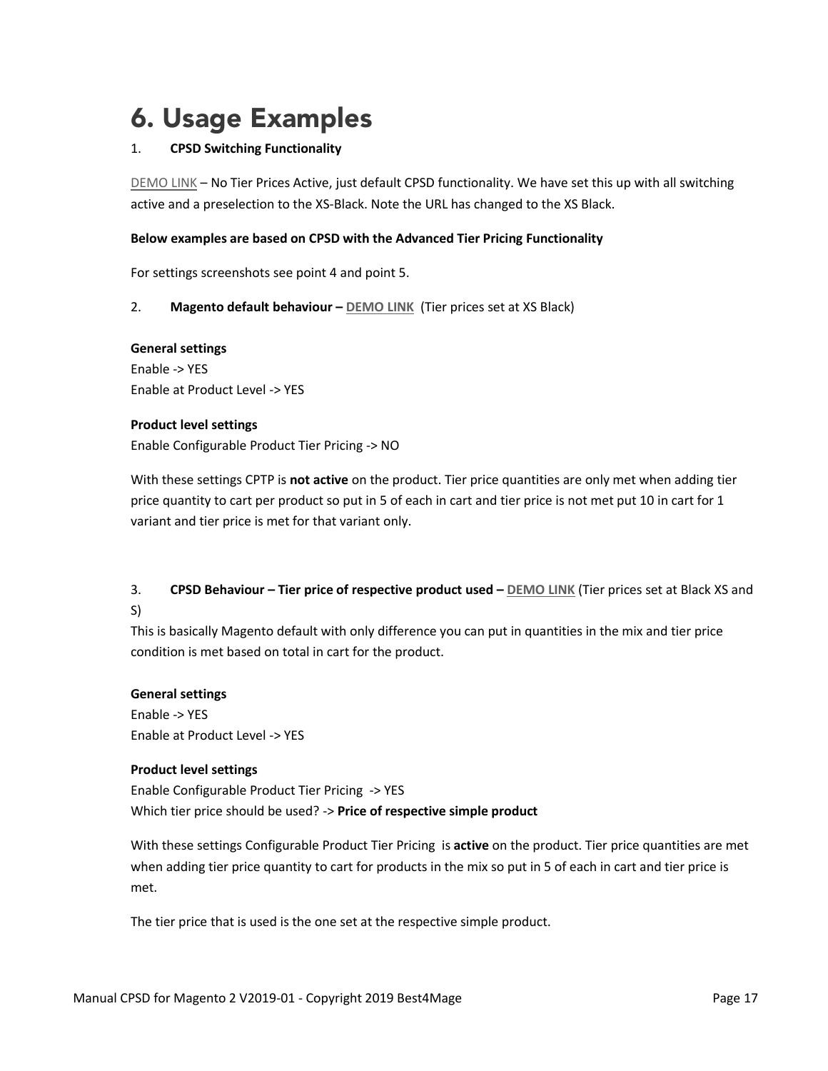# 6. Usage Examples

1. **CPSD Switching Functionality**

DEMO LINK – No Tier Prices Active, just default CPSD functionality. We have set this up with all switching active and a preselection to the XS-Black. Note the URL has changed to the XS Black.

**Below examples are based on CPSD with the Advanced Tier Pricing Functionality**

For settings screenshots see point 4 and point 5.

2. **Magento default behaviour – DEMO LINK** (Tier prices set at XS Black)

**General settings**
Enable -> YES
Enable at Product Level -> YES

**Product level settings**
Enable Configurable Product Tier Pricing -> NO

With these settings CPTP is **not active** on the product. Tier price quantities are only met when adding tier price quantity to cart per product so put in 5 of each in cart and tier price is not met put 10 in cart for 1 variant and tier price is met for that variant only.

3. **CPSD Behaviour – Tier price of respective product used – DEMO LINK** (Tier prices set at Black XS and S)

This is basically Magento default with only difference you can put in quantities in the mix and tier price condition is met based on total in cart for the product.

**General settings**
Enable -> YES
Enable at Product Level -> YES

**Product level settings**
Enable Configurable Product Tier Pricing -> YES
Which tier price should be used? -> **Price of respective simple product**

With these settings Configurable Product Tier Pricing is **active** on the product. Tier price quantities are met when adding tier price quantity to cart for products in the mix so put in 5 of each in cart and tier price is met.

The tier price that is used is the one set at the respective simple product.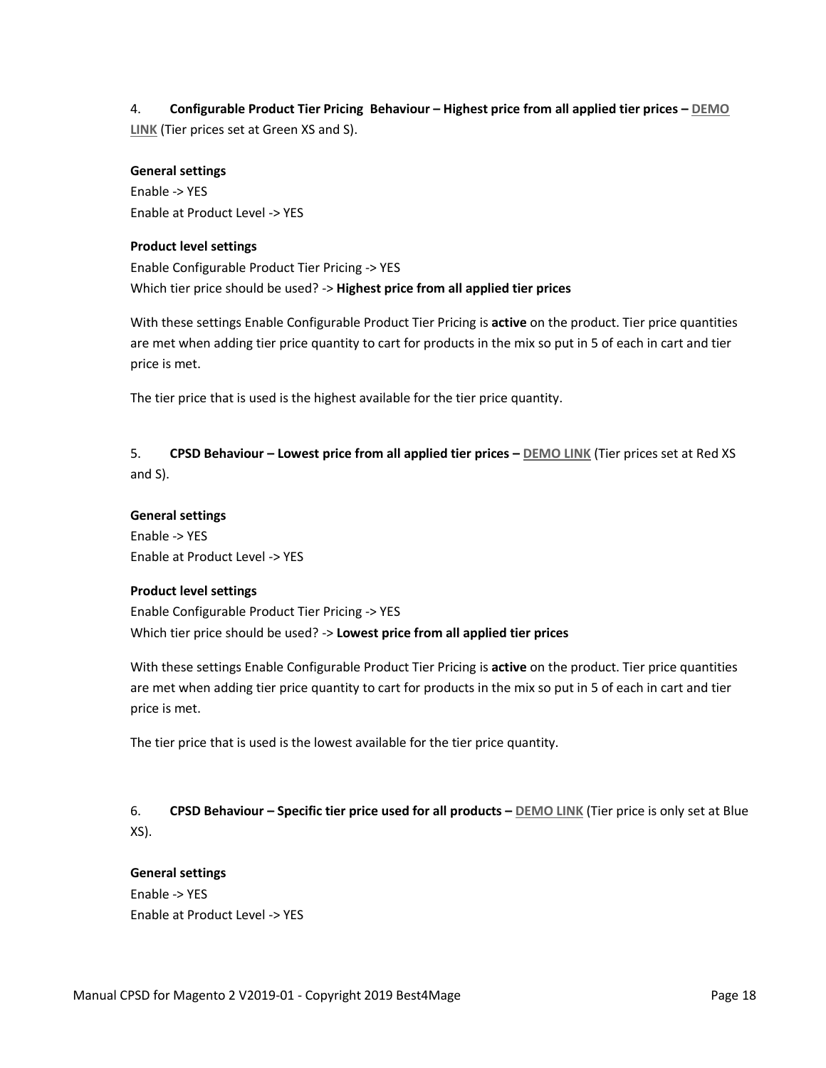4. **Configurable Product Tier Pricing Behaviour – Highest price from all applied tier prices – DEMO LINK** (Tier prices set at Green XS and S).

**General settings**
Enable -> YES
Enable at Product Level -> YES

**Product level settings**
Enable Configurable Product Tier Pricing -> YES
Which tier price should be used? -> **Highest price from all applied tier prices**

With these settings Enable Configurable Product Tier Pricing is **active** on the product. Tier price quantities are met when adding tier price quantity to cart for products in the mix so put in 5 of each in cart and tier price is met.

The tier price that is used is the highest available for the tier price quantity.

5. **CPSD Behaviour – Lowest price from all applied tier prices – DEMO LINK** (Tier prices set at Red XS and S).

**General settings**
Enable -> YES
Enable at Product Level -> YES

**Product level settings**
Enable Configurable Product Tier Pricing -> YES
Which tier price should be used? -> **Lowest price from all applied tier prices**

With these settings Enable Configurable Product Tier Pricing is **active** on the product. Tier price quantities are met when adding tier price quantity to cart for products in the mix so put in 5 of each in cart and tier price is met.

The tier price that is used is the lowest available for the tier price quantity.

6. **CPSD Behaviour – Specific tier price used for all products – DEMO LINK** (Tier price is only set at Blue XS).

**General settings**
Enable -> YES
Enable at Product Level -> YES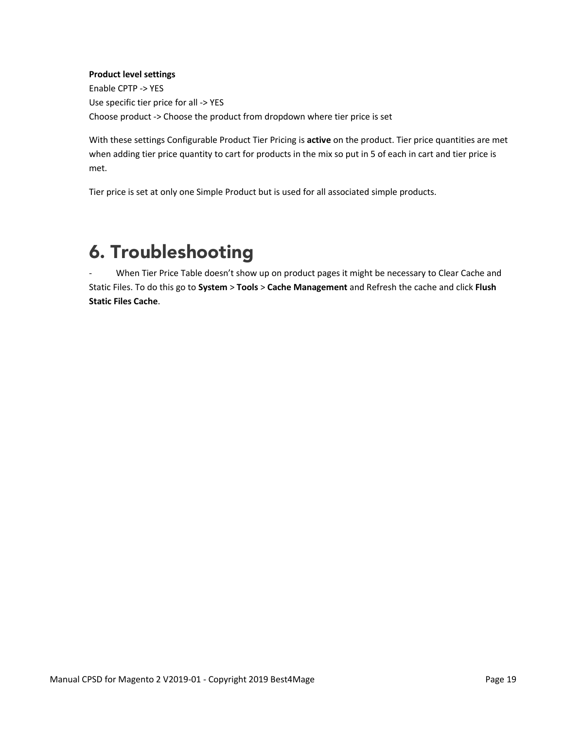**Product level settings**
Enable CPTP -> YES
Use specific tier price for all -> YES
Choose product -> Choose the product from dropdown where tier price is set

With these settings Configurable Product Tier Pricing is **active** on the product. Tier price quantities are met when adding tier price quantity to cart for products in the mix so put in 5 of each in cart and tier price is met.

Tier price is set at only one Simple Product but is used for all associated simple products.

# 6. Troubleshooting

- When Tier Price Table doesn't show up on product pages it might be necessary to Clear Cache and Static Files. To do this go to **System** > **Tools** > **Cache Management** and Refresh the cache and click **Flush Static Files Cache**.